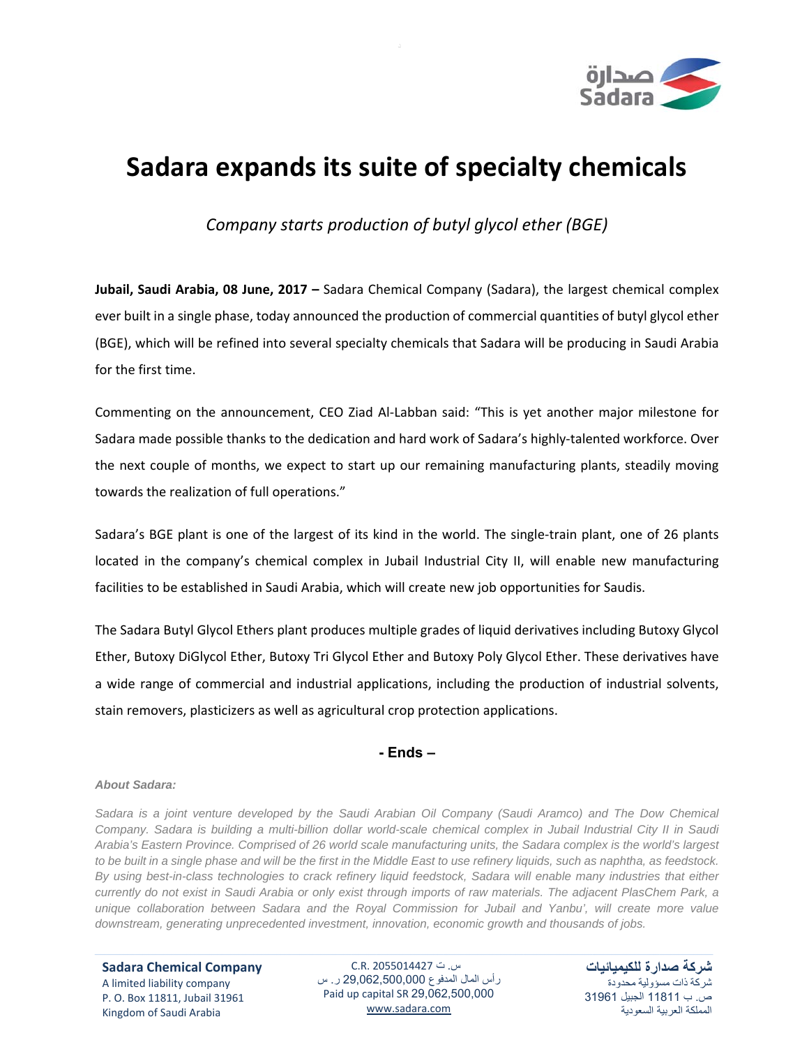# Sadara expands its suite of specialty chemicals

*Company starts production of butyl glycol ether (BGE)*

**Jubail, Saudi Arabia, 08 June, 2017 –** Sadara Chemical Company (Sadara), the largest chemical complex ever built in a single phase, today announced the production of commercial quantities of butyl glycol ether (BGE), which will be refined into several specialty chemicals that Sadara will be producing in Saudi Arabia for the first time.

Commenting on the announcement, CEO Ziad Al-Labban said: "This is yet another major milestone for Sadara made possible thanks to the dedication and hard work of Sadara's highly-talented workforce. Over the next couple of months, we expect to start up our remaining manufacturing plants, steadily moving towards the realization of full operations."

Sadara's BGE plant is one of the largest of its kind in the world. The single-train plant, one of 26 plants located in the company's chemical complex in Jubail Industrial City II, will enable new manufacturing facilities to be established in Saudi Arabia, which will create new job opportunities for Saudis.

The Sadara Butyl Glycol Ethers plant produces multiple grades of liquid derivatives including Butoxy Glycol Ether, Butoxy DiGlycol Ether, Butoxy Tri Glycol Ether and Butoxy Poly Glycol Ether. These derivatives have a wide range of commercial and industrial applications, including the production of industrial solvents, stain removers, plasticizers as well as agricultural crop protection applications.

**- Ends –**

***About Sadara:***

*Sadara is a joint venture developed by the Saudi Arabian Oil Company (Saudi Aramco) and The Dow Chemical Company. Sadara is building a multi-billion dollar world-scale chemical complex in Jubail Industrial City II in Saudi Arabia's Eastern Province. Comprised of 26 world scale manufacturing units, the Sadara complex is the world's largest to be built in a single phase and will be the first in the Middle East to use refinery liquids, such as naphtha, as feedstock. By using best-in-class technologies to crack refinery liquid feedstock, Sadara will enable many industries that either currently do not exist in Saudi Arabia or only exist through imports of raw materials. The adjacent PlasChem Park, a unique collaboration between Sadara and the Royal Commission for Jubail and Yanbu', will create more value downstream, generating unprecedented investment, innovation, economic growth and thousands of jobs.*

**Sadara Chemical Company**
A limited liability company
P. O. Box 11811, Jubail 31961
Kingdom of Saudi Arabia

C.R. 2055014427 س. ت
رأس المال المدفوع 29,062,500,000 ر. س
Paid up capital SR 29,062,500,000
www.sadara.com

**شركة صدارة للكيميائيات**
شركة ذات مسؤولية محدودة
ص. ب 11811 الجبيل 31961
المملكة العربية السعودية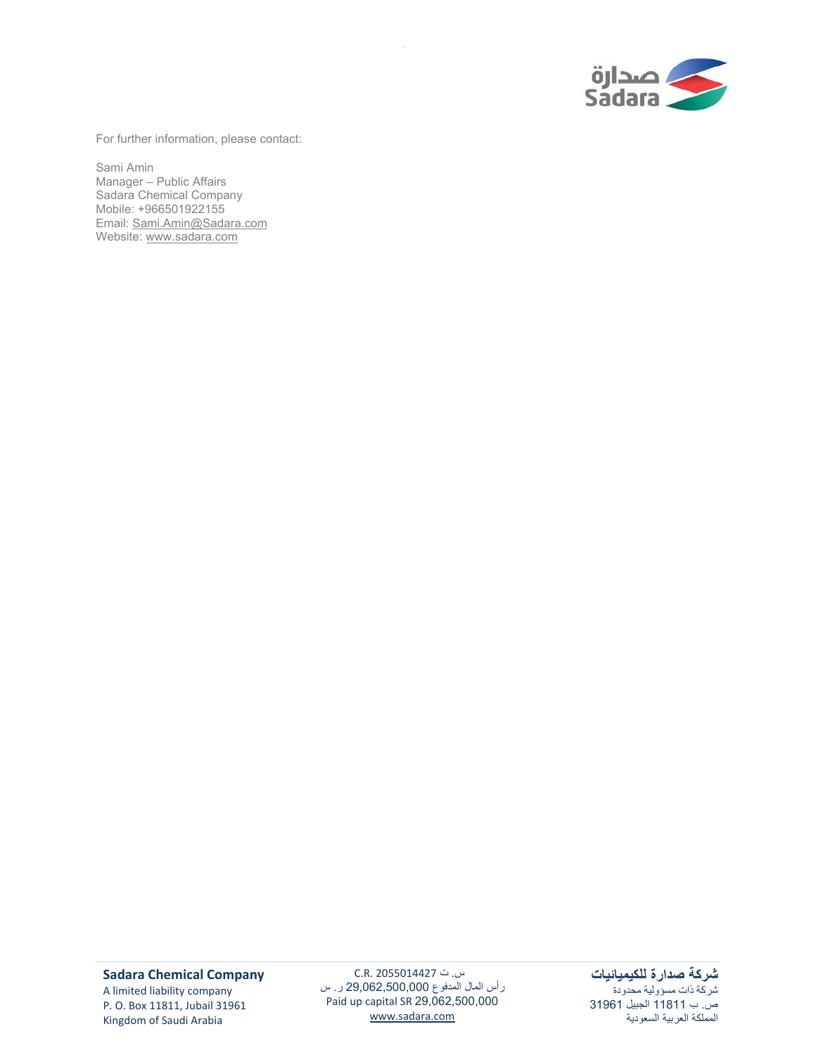For further information, please contact:

Sami Amin
Manager – Public Affairs
Sadara Chemical Company
Mobile: +966501922155
Email: Sami.Amin@Sadara.com
Website: www.sadara.com